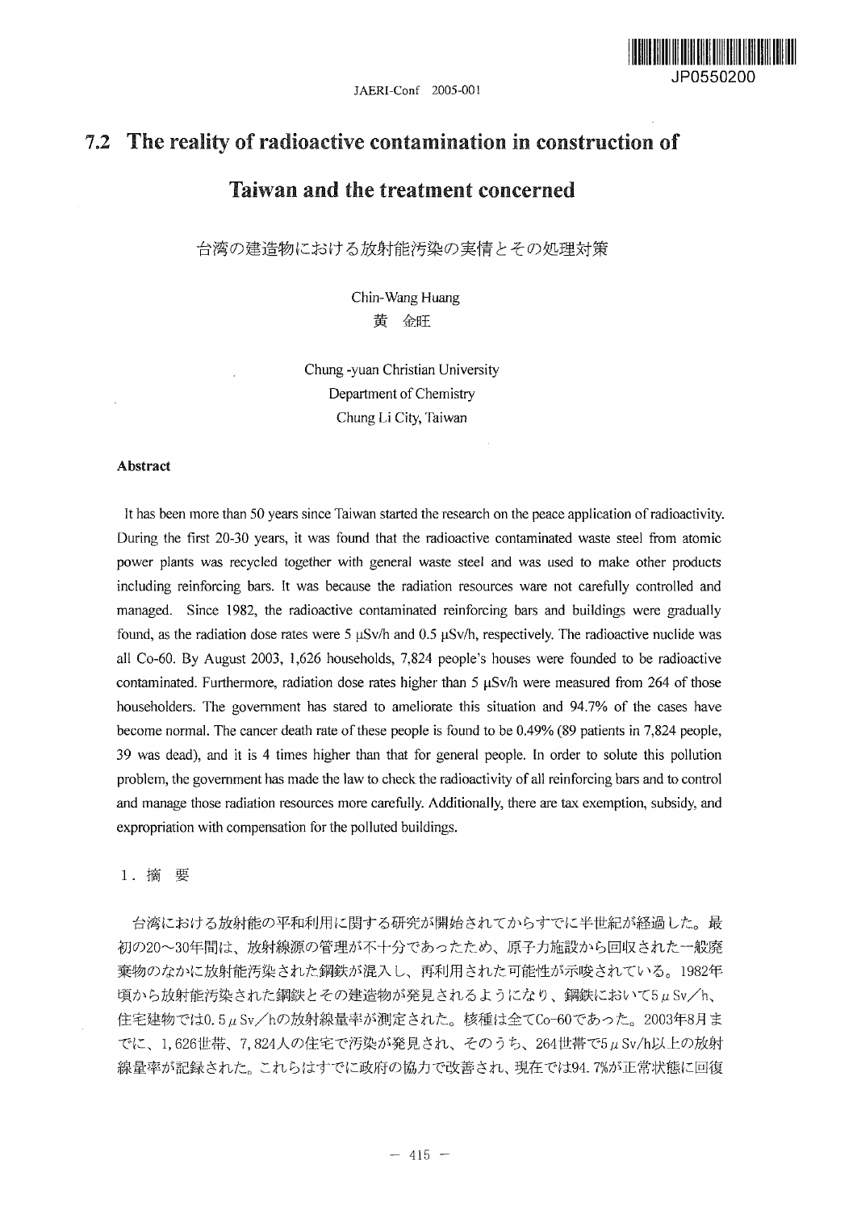# 7.2 The reality of radioactive contamination in construction of Taiwan and the treatment concerned

台湾の建造物における放射能汚染の実情とその処理対策

Chin-Wang Huang
黄　金旺

Chung -yuan Christian University
Department of Chemistry
Chung Li City, Taiwan

### Abstract

It has been more than 50 years since Taiwan started the research on the peace application of radioactivity. During the first 20-30 years, it was found that the radioactive contaminated waste steel from atomic power plants was recycled together with general waste steel and was used to make other products including reinforcing bars. It was because the radiation resources ware not carefully controlled and managed. Since 1982, the radioactive contaminated reinforcing bars and buildings were gradually found, as the radiation dose rates were 5 μSv/h and 0.5 μSv/h, respectively. The radioactive nuclide was all Co-60. By August 2003, 1,626 households, 7,824 people's houses were founded to be radioactive contaminated. Furthermore, radiation dose rates higher than 5 μSv/h were measured from 264 of those householders. The government has stared to ameliorate this situation and 94.7% of the cases have become normal. The cancer death rate of these people is found to be 0.49% (89 patients in 7,824 people, 39 was dead), and it is 4 times higher than that for general people. In order to solute this pollution problem, the government has made the law to check the radioactivity of all reinforcing bars and to control and manage those radiation resources more carefully. Additionally, there are tax exemption, subsidy, and expropriation with compensation for the polluted buildings.

## 1．摘　要

台湾における放射能の平和利用に関する研究が開始されてからすでに半世紀が経過した。最初の20～30年間は、放射線源の管理が不十分であったため、原子力施設から回収された一般廃棄物のなかに放射能汚染された鋼鉄が混入し、再利用された可能性が示唆されている。1982年頃から放射能汚染された鋼鉄とその建造物が発見されるようになり、鋼鉄において5 μSv／h、住宅建物では0.5 μSv／hの放射線量率が測定された。核種は全てCo-60であった。2003年8月までに、1,626世帯、7,824人の住宅で汚染が発見され、そのうち、264世帯で5 μSv/h以上の放射線量率が記録された。これらはすでに政府の協力で改善され、現在では94.7%が正常状態に回復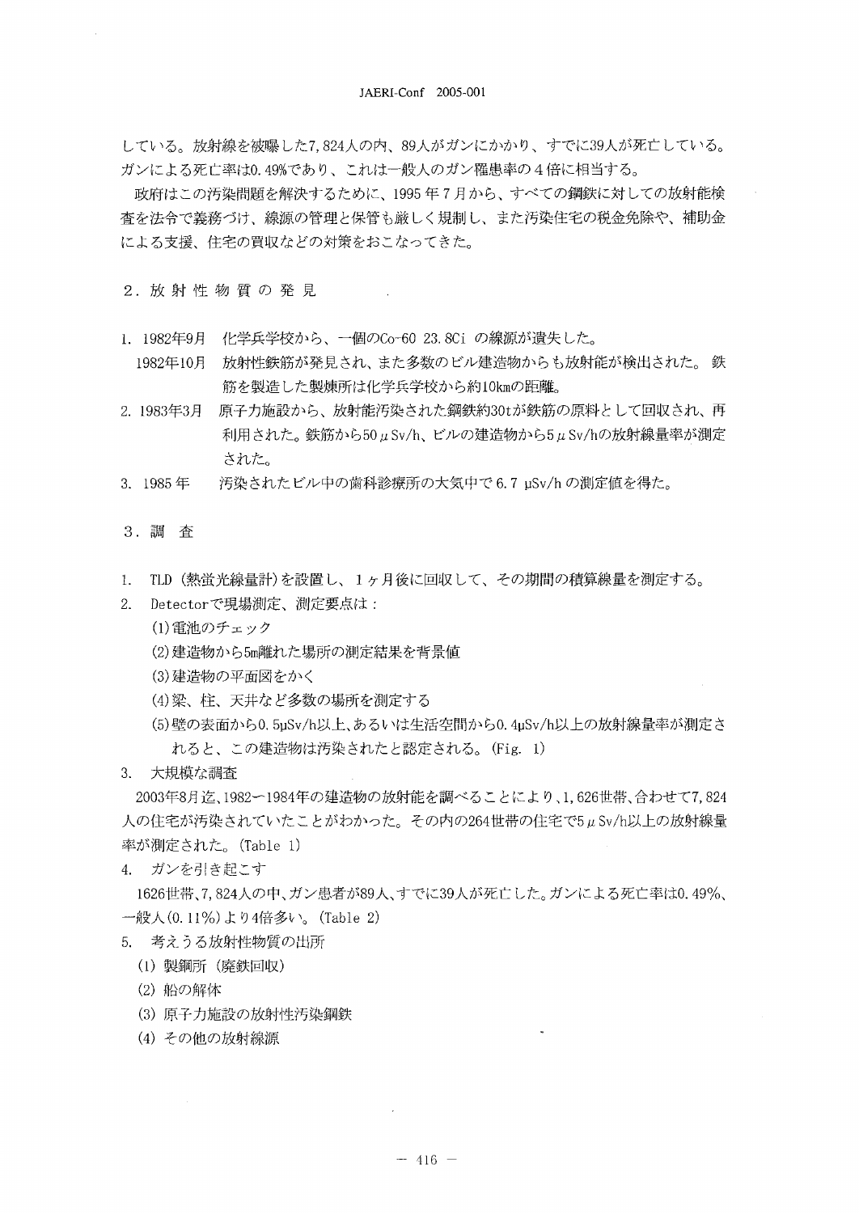している。放射線を被曝した7,824人の内、89人がガンにかかり、すでに39人が死亡している。ガンによる死亡率は0.49%であり、これは一般人のガン罹患率の４倍に相当する。

政府はこの汚染問題を解決するために、1995年７月から、すべての鋼鉄に対しての放射能検査を法令で義務づけ、線源の管理と保管も厳しく規制し、また汚染住宅の税金免除や、補助金による支援、住宅の買収などの対策をおこなってきた。

## ２．放射性物質の発見

1. 1982年9月　化学兵学校から、一個のCo-60 23.8Ci の線源が遺失した。
   1982年10月　放射性鉄筋が発見され、また多数のビル建造物からも放射能が検出された。 鉄筋を製造した製煉所は化学兵学校から約10kmの距離。
2. 1983年3月　原子力施設から、放射能汚染された鋼鉄約30tが鉄筋の原料として回収され、再利用された。鉄筋から50μSv/h、ビルの建造物から5μSv/hの放射線量率が測定された。
3. 1985年　汚染されたビル中の歯科診療所の大気中で6.7 μSv/h の測定値を得た。

## ３．調　査

1. TLD（熱蛍光線量計）を設置し、１ヶ月後に回収して、その期間の積算線量を測定する。
2. Detectorで現場測定、測定要点は：
   (1)電池のチェック
   (2)建造物から5m離れた場所の測定結果を背景値
   (3)建造物の平面図をかく
   (4)梁、柱、天井など多数の場所を測定する
   (5)壁の表面から0.5μSv/h以上、あるいは生活空間から0.4μSv/h以上の放射線量率が測定されると、この建造物は汚染されたと認定される。(Fig. 1)
3. 大規模な調査

2003年8月迄、1982－1984年の建造物の放射能を調べることにより、1,626世帯、合わせて7,824人の住宅が汚染されていたことがわかった。その内の264世帯の住宅で5μSv/h以上の放射線量率が測定された。(Table 1)

4. ガンを引き起こす

1626世帯、7,824人の中、ガン患者が89人、すでに39人が死亡した。ガンによる死亡率は0.49%、一般人(0.11%)より4倍多い。(Table 2)

5. 考えうる放射性物質の出所
   (1) 製鋼所（廃鉄回収）
   (2) 船の解体
   (3) 原子力施設の放射性汚染鋼鉄
   (4) その他の放射線源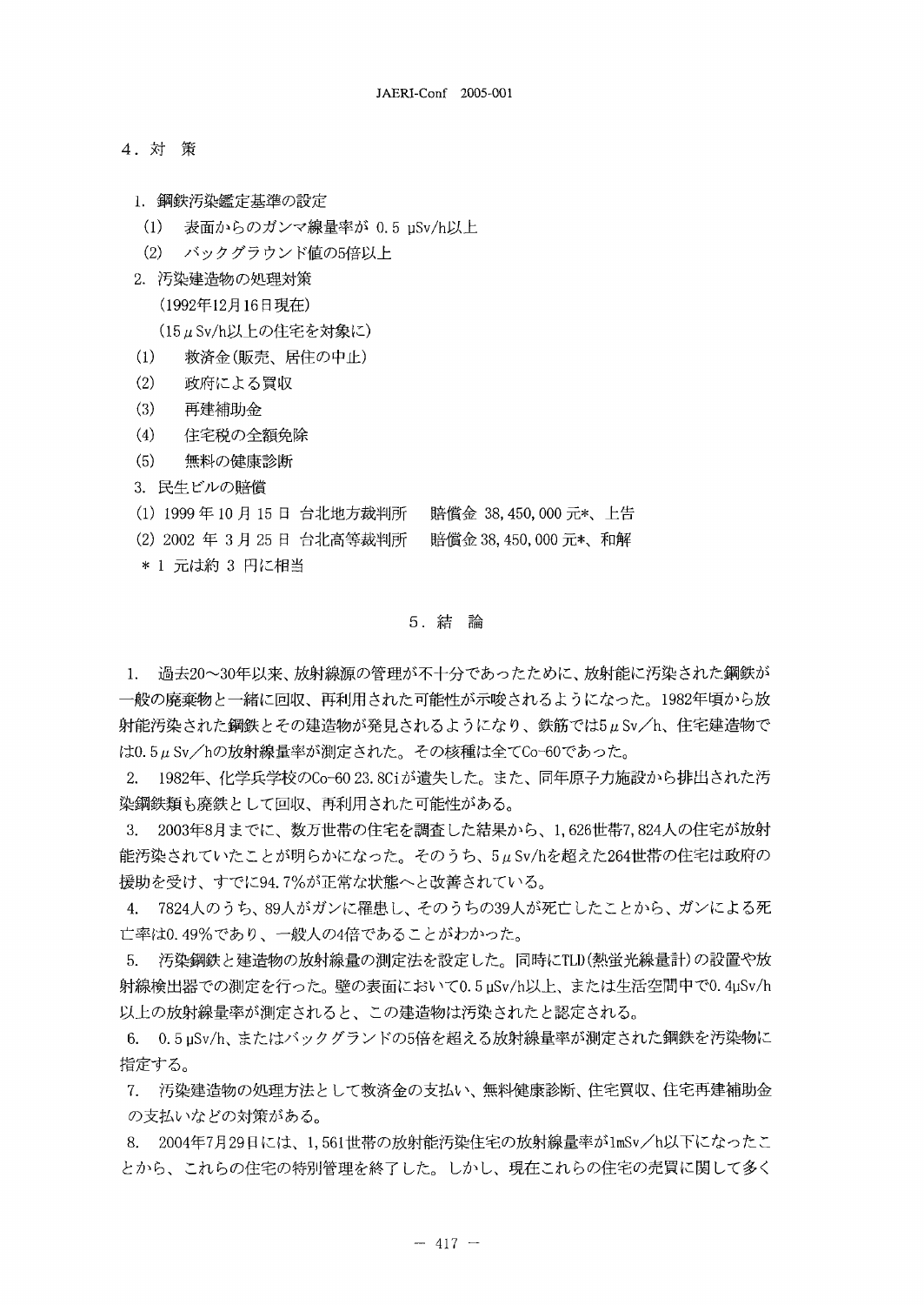## 4．対　策

1. 鋼鉄汚染鑑定基準の設定
   (1)　表面からのガンマ線量率が 0.5 μSv/h以上
   (2)　バックグラウンド値の5倍以上
2. 汚染建造物の処理対策
   (1992年12月16日現在)
   (15μSv/h以上の住宅を対象に)
   (1)　救済金(販売、居住の中止)
   (2)　政府による買収
   (3)　再建補助金
   (4)　住宅税の全額免除
   (5)　無料の健康診断
3. 民生ビルの賠償
   (1) 1999 年 10 月 15 日　台北地方裁判所　賠償金 38,450,000 元*、上告
   (2) 2002 年 3 月 25 日　台北高等裁判所　賠償金 38,450,000 元*、和解
   * 1 元は約 3 円に相当

## 5．結　論

1. 過去20～30年以来、放射線源の管理が不十分であったために、放射能に汚染された鋼鉄が一般の廃棄物と一緒に回収、再利用された可能性が示唆されるようになった。1982年頃から放射能汚染された鋼鉄とその建造物が発見されるようになり、鉄筋では5μSv／h、住宅建造物では0.5μSv／hの放射線量率が測定された。その核種は全てCo-60であった。
2. 1982年、化学兵学校のCo-60 23.8Ciが遺失した。また、同年原子力施設から排出された汚染鋼鉄類も廃鉄として回収、再利用された可能性がある。
3. 2003年8月までに、数万世帯の住宅を調査した結果から、1,626世帯7,824人の住宅が放射能汚染されていたことが明らかになった。そのうち、5μSv/hを超えた264世帯の住宅は政府の援助を受け、すでに94.7%が正常な状態へと改善されている。
4. 7824人のうち、89人がガンに罹患し、そのうちの39人が死亡したことから、ガンによる死亡率は0.49%であり、一般人の4倍であることがわかった。
5. 汚染鋼鉄と建造物の放射線量の測定法を設定した。同時にTLD(熱蛍光線量計)の設置や放射線検出器での測定を行った。壁の表面において0.5μSv/h以上、または生活空間中で0.4μSv/h以上の放射線量率が測定されると、この建造物は汚染されたと認定される。
6. 0.5μSv/h、またはバックグランドの5倍を超える放射線量率が測定された鋼鉄を汚染物に指定する。
7. 汚染建造物の処理方法として救済金の支払い、無料健康診断、住宅買収、住宅再建補助金の支払いなどの対策がある。
8. 2004年7月29日には、1,561世帯の放射能汚染住宅の放射線量率が1mSv／h以下になったことから、これらの住宅の特別管理を終了した。しかし、現在これらの住宅の売買に関して多く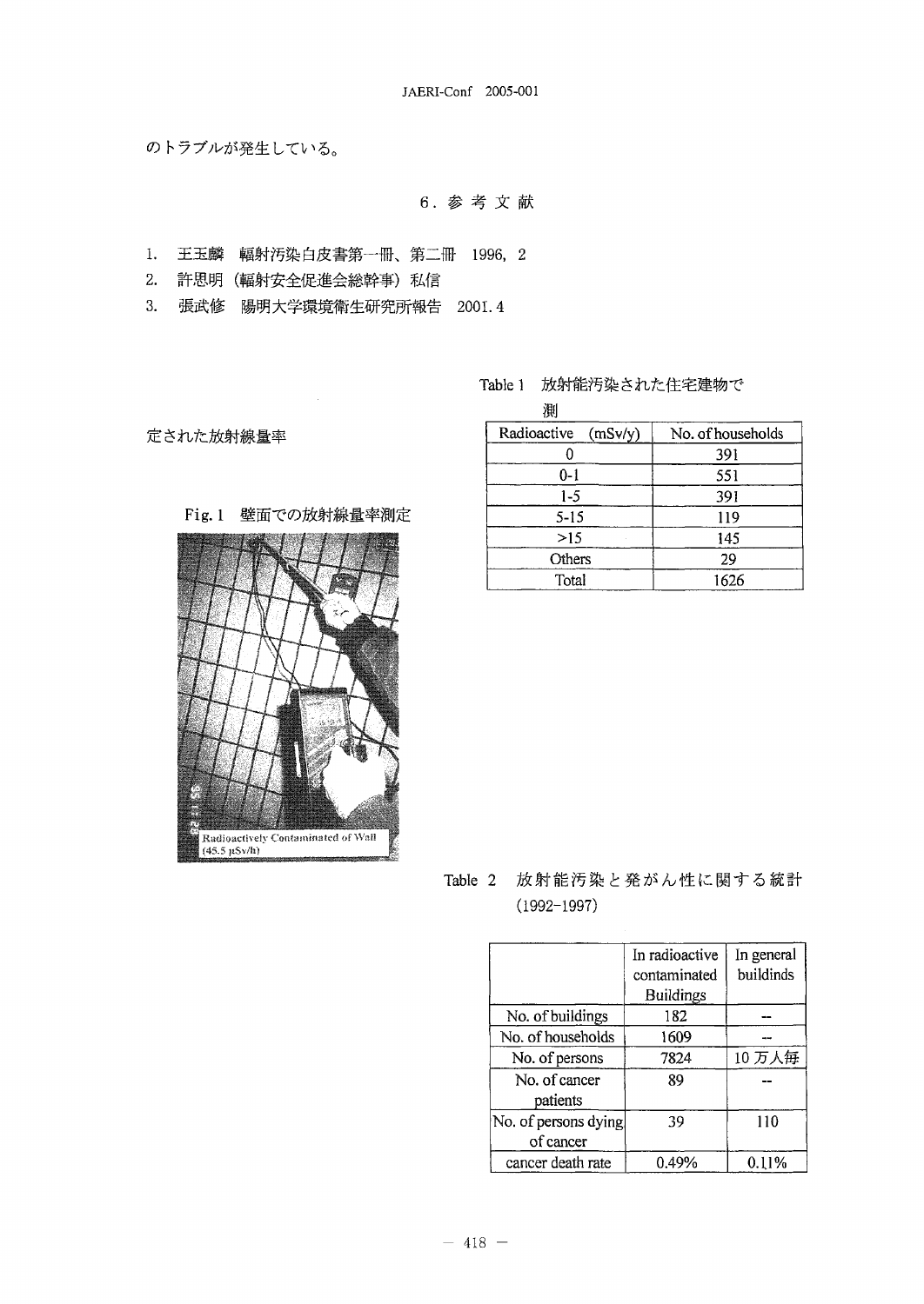のトラブルが発生している。

## 6. 参考文献

1. 王玉麟　輻射汚染白皮書第一冊、第二冊　1996, 2
2. 許思明（輻射安全促進会総幹事）私信
3. 張武修　陽明大学環境衛生研究所報告　2001.4

Table 1　放射能汚染された住宅建物で測定された放射線量率

| Radioactive (mSv/y) | No. of households |
|---|---|
| 0 | 391 |
| 0-1 | 551 |
| 1-5 | 391 |
| 5-15 | 119 |
| >15 | 145 |
| Others | 29 |
| Total | 1626 |

Fig. 1　壁面での放射線量率測定

Radioactively Contaminated of Wall (45.5 μSv/h)

Table 2　放射能汚染と発がん性に関する統計 (1992-1997)

| | In radioactive contaminated Buildings | In general buildinds |
|---|---|---|
| No. of buildings | 182 | -- |
| No. of households | 1609 | -- |
| No. of persons | 7824 | 10 万人毎 |
| No. of cancer patients | 89 | -- |
| No. of persons dying of cancer | 39 | 110 |
| cancer death rate | 0.49% | 0.11% |